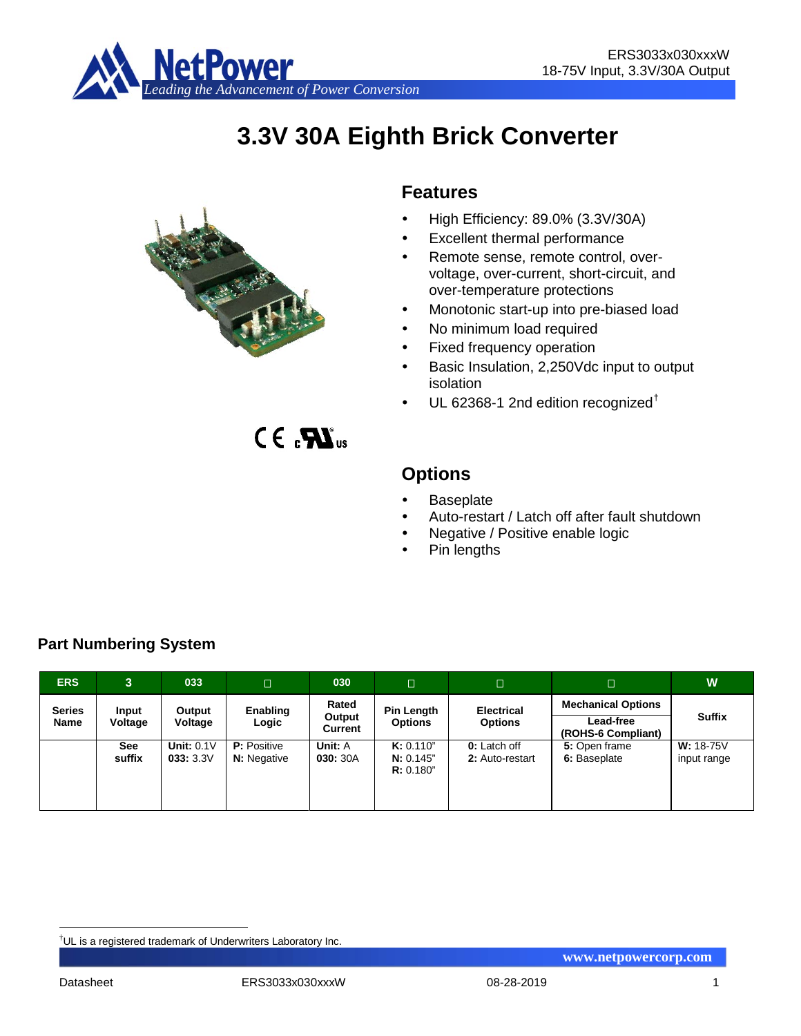# 3.3V 30A Eighth Brick Converter

## Features

- High Efficiency: 89.0% (3.3V/30A)
- Excellent thermal performance
- Remote sense, remote control, over-voltage, over-current, short-circuit, and over-temperature protections
- Monotonic start-up into pre-biased load
- No minimum load required
- Fixed frequency operation
- Basic Insulation, 2,250Vdc input to output isolation
- UL 62368-1 2nd edition recognized†

## Options

- Baseplate
- Auto-restart / Latch off after fault shutdown
- Negative / Positive enable logic
- Pin lengths

## Part Numbering System

| ERS | 3 | 033 | □ | 030 | □ | □ | □ | W |
|---|---|---|---|---|---|---|---|---|
| **Series Name** | **Input Voltage** | **Output Voltage** | **Enabling Logic** | **Rated Output Current** | **Pin Length Options** | **Electrical Options** | **Mechanical Options** Lead-free (ROHS-6 Compliant) | **Suffix** |
| | **See suffix** | **Unit:** 0.1V **033:** 3.3V | **P:** Positive **N:** Negative | **Unit:** A **030:** 30A | **K:** 0.110" **N:** 0.145" **R:** 0.180" | **0:** Latch off **2:** Auto-restart | **5:** Open frame **6:** Baseplate | **W:** 18-75V input range |

†UL is a registered trademark of Underwriters Laboratory Inc.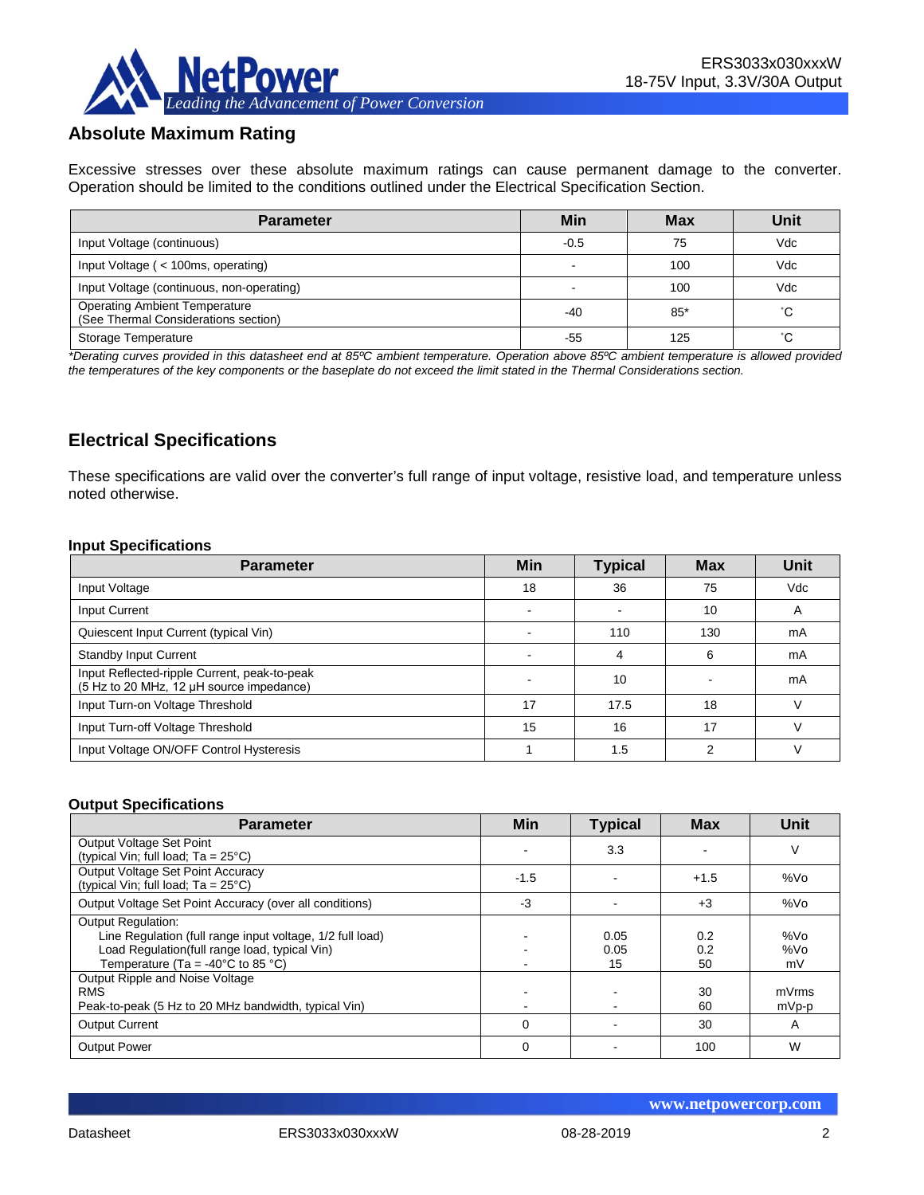## Absolute Maximum Rating

Excessive stresses over these absolute maximum ratings can cause permanent damage to the converter. Operation should be limited to the conditions outlined under the Electrical Specification Section.

| Parameter | Min | Max | Unit |
|---|---|---|---|
| Input Voltage (continuous) | -0.5 | 75 | Vdc |
| Input Voltage ( < 100ms, operating) | - | 100 | Vdc |
| Input Voltage (continuous, non-operating) | - | 100 | Vdc |
| Operating Ambient Temperature (See Thermal Considerations section) | -40 | 85* | ˚C |
| Storage Temperature | -55 | 125 | ˚C |

*\*Derating curves provided in this datasheet end at 85ºC ambient temperature. Operation above 85ºC ambient temperature is allowed provided the temperatures of the key components or the baseplate do not exceed the limit stated in the Thermal Considerations section.*

## Electrical Specifications

These specifications are valid over the converter's full range of input voltage, resistive load, and temperature unless noted otherwise.

### Input Specifications

| Parameter | Min | Typical | Max | Unit |
|---|---|---|---|---|
| Input Voltage | 18 | 36 | 75 | Vdc |
| Input Current | - | - | 10 | A |
| Quiescent Input Current (typical Vin) | - | 110 | 130 | mA |
| Standby Input Current | - | 4 | 6 | mA |
| Input Reflected-ripple Current, peak-to-peak (5 Hz to 20 MHz, 12 µH source impedance) | - | 10 | - | mA |
| Input Turn-on Voltage Threshold | 17 | 17.5 | 18 | V |
| Input Turn-off Voltage Threshold | 15 | 16 | 17 | V |
| Input Voltage ON/OFF Control Hysteresis | 1 | 1.5 | 2 | V |

### Output Specifications

| Parameter | Min | Typical | Max | Unit |
|---|---|---|---|---|
| Output Voltage Set Point (typical Vin; full load; Ta = 25°C) | - | 3.3 | - | V |
| Output Voltage Set Point Accuracy (typical Vin; full load; Ta = 25°C) | -1.5 | - | +1.5 | %Vo |
| Output Voltage Set Point Accuracy (over all conditions) | -3 | - | +3 | %Vo |
| Output Regulation: | | | | |
| Line Regulation (full range input voltage, 1/2 full load) | - | 0.05 | 0.2 | %Vo |
| Load Regulation(full range load, typical Vin) | - | 0.05 | 0.2 | %Vo |
| Temperature (Ta = -40°C to 85 °C) | - | 15 | 50 | mV |
| Output Ripple and Noise Voltage | | | | |
| RMS | - | - | 30 | mVrms |
| Peak-to-peak (5 Hz to 20 MHz bandwidth, typical Vin) | - | - | 60 | mVp-p |
| Output Current | 0 | - | 30 | A |
| Output Power | 0 | - | 100 | W |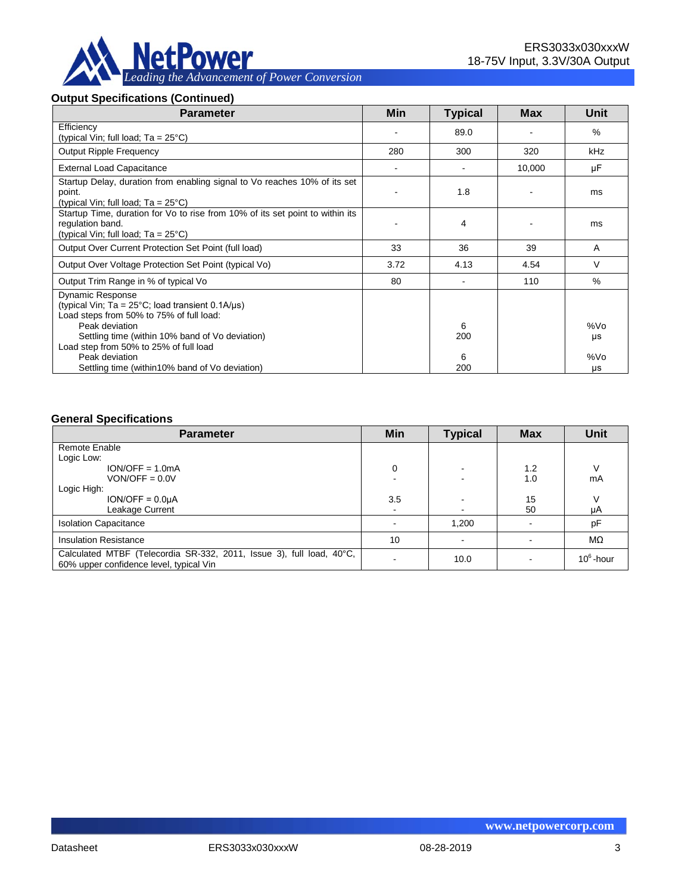### Output Specifications (Continued)

| Parameter | Min | Typical | Max | Unit |
|---|---|---|---|---|
| Efficiency<br>(typical Vin; full load; Ta = 25°C) | - | 89.0 | - | % |
| Output Ripple Frequency | 280 | 300 | 320 | kHz |
| External Load Capacitance | - | - | 10,000 | µF |
| Startup Delay, duration from enabling signal to Vo reaches 10% of its set point.<br>(typical Vin; full load; Ta = 25°C) | - | 1.8 | - | ms |
| Startup Time, duration for Vo to rise from 10% of its set point to within its regulation band.<br>(typical Vin; full load; Ta = 25°C) | - | 4 | - | ms |
| Output Over Current Protection Set Point (full load) | 33 | 36 | 39 | A |
| Output Over Voltage Protection Set Point (typical Vo) | 3.72 | 4.13 | 4.54 | V |
| Output Trim Range in % of typical Vo | 80 | - | 110 | % |
| Dynamic Response<br>(typical Vin; Ta = 25°C; load transient 0.1A/µs)<br>Load steps from 50% to 75% of full load:<br>Peak deviation<br>Settling time (within 10% band of Vo deviation)<br>Load step from 50% to 25% of full load<br>Peak deviation<br>Settling time (within10% band of Vo deviation) | | <br><br><br>6<br>200<br><br>6<br>200 | | <br><br><br>%Vo<br>µs<br><br>%Vo<br>µs |

### General Specifications

| Parameter | Min | Typical | Max | Unit |
|---|---|---|---|---|
| Remote Enable<br>Logic Low:<br>ION/OFF = 1.0mA<br>VON/OFF = 0.0V<br>Logic High:<br>ION/OFF = 0.0µA<br>Leakage Current | <br><br>0<br>-<br><br>3.5<br>- | <br><br>-<br>-<br><br>-<br>- | <br><br>1.2<br>1.0<br><br>15<br>50 | <br><br>V<br>mA<br><br>V<br>µA |
| Isolation Capacitance | - | 1,200 | - | pF |
| Insulation Resistance | 10 | - | - | MΩ |
| Calculated MTBF (Telecordia SR-332, 2011, Issue 3), full load, 40°C, 60% upper confidence level, typical Vin | - | 10.0 | - | $10^6$-hour |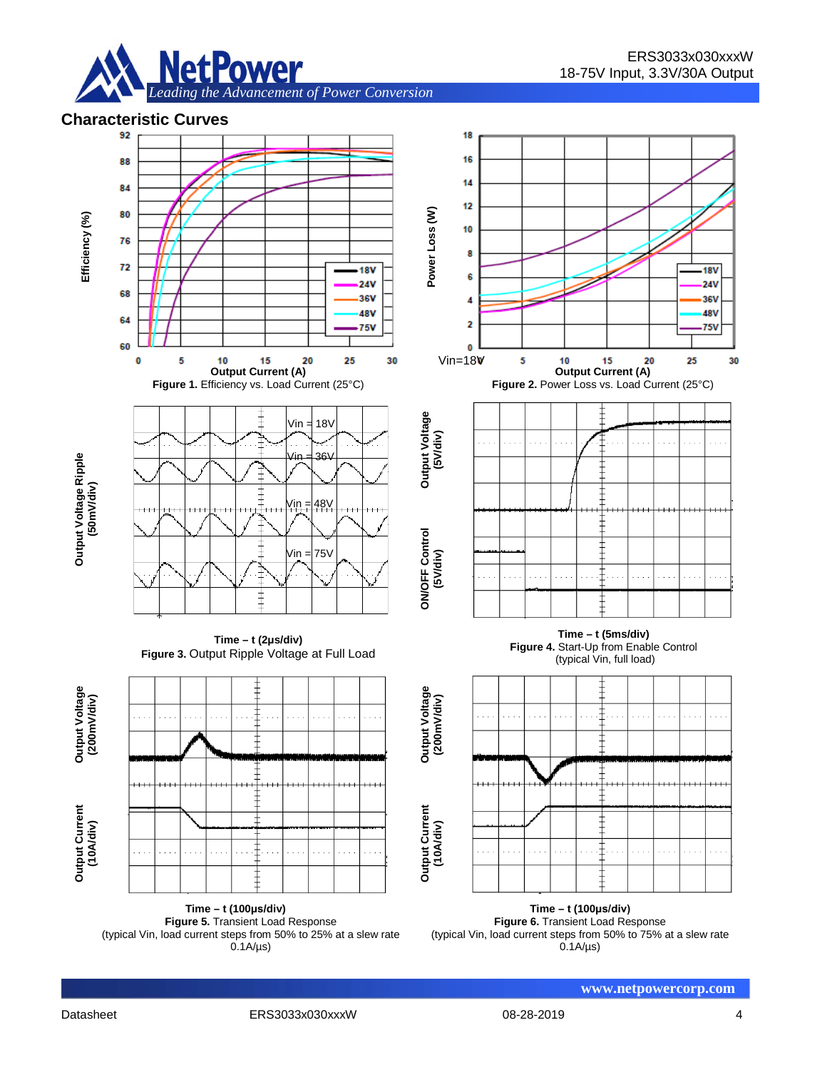## Characteristic Curves

**Figure 1.** Efficiency vs. Load Current (25°C)

**Figure 2.** Power Loss vs. Load Current (25°C)

**Figure 3.** Output Ripple Voltage at Full Load

**Figure 4.** Start-Up from Enable Control (typical Vin, full load)

**Figure 5.** Transient Load Response (typical Vin, load current steps from 50% to 25% at a slew rate 0.1A/µs)

**Figure 6.** Transient Load Response (typical Vin, load current steps from 50% to 75% at a slew rate 0.1A/µs)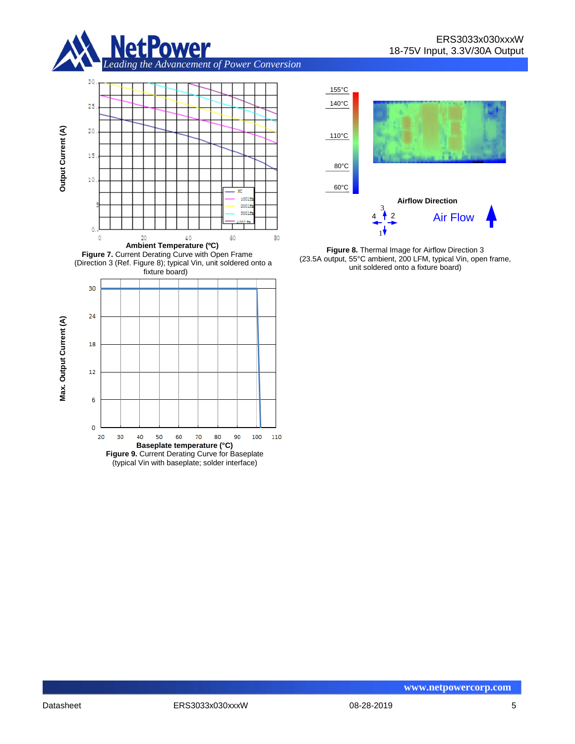**Figure 7.** Current Derating Curve with Open Frame (Direction 3 (Ref. Figure 8); typical Vin, unit soldered onto a fixture board)

**Figure 8.** Thermal Image for Airflow Direction 3 (23.5A output, 55°C ambient, 200 LFM, typical Vin, open frame, unit soldered onto a fixture board)

**Figure 9.** Current Derating Curve for Baseplate (typical Vin with baseplate; solder interface)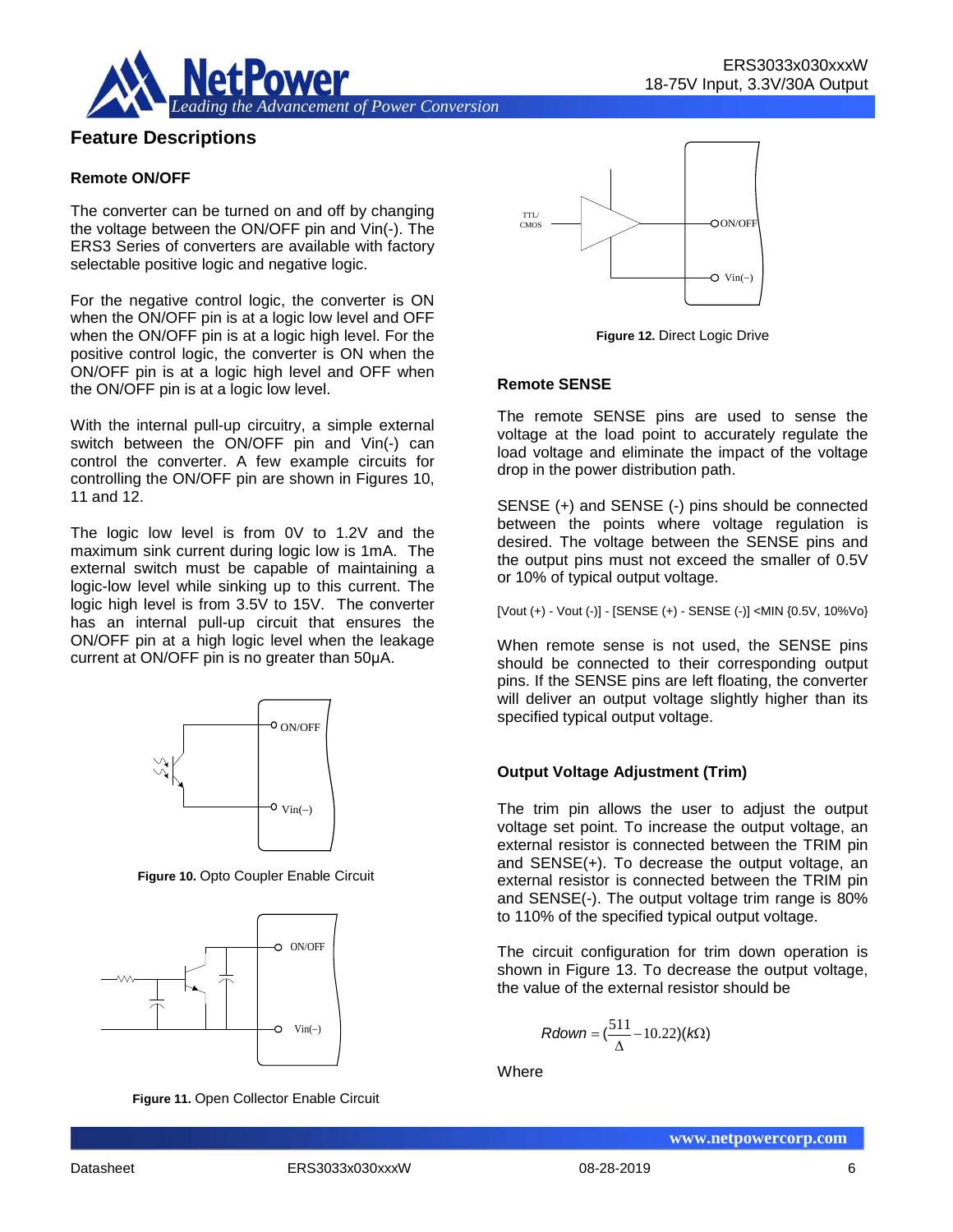## Feature Descriptions

### Remote ON/OFF

The converter can be turned on and off by changing the voltage between the ON/OFF pin and Vin(-). The ERS3 Series of converters are available with factory selectable positive logic and negative logic.

For the negative control logic, the converter is ON when the ON/OFF pin is at a logic low level and OFF when the ON/OFF pin is at a logic high level. For the positive control logic, the converter is ON when the ON/OFF pin is at a logic high level and OFF when the ON/OFF pin is at a logic low level.

With the internal pull-up circuitry, a simple external switch between the ON/OFF pin and Vin(-) can control the converter. A few example circuits for controlling the ON/OFF pin are shown in Figures 10, 11 and 12.

The logic low level is from 0V to 1.2V and the maximum sink current during logic low is 1mA. The external switch must be capable of maintaining a logic-low level while sinking up to this current. The logic high level is from 3.5V to 15V. The converter has an internal pull-up circuit that ensures the ON/OFF pin at a high logic level when the leakage current at ON/OFF pin is no greater than 50μA.

**Figure 10.** Opto Coupler Enable Circuit

**Figure 11.** Open Collector Enable Circuit

**Figure 12.** Direct Logic Drive

### Remote SENSE

The remote SENSE pins are used to sense the voltage at the load point to accurately regulate the load voltage and eliminate the impact of the voltage drop in the power distribution path.

SENSE (+) and SENSE (-) pins should be connected between the points where voltage regulation is desired. The voltage between the SENSE pins and the output pins must not exceed the smaller of 0.5V or 10% of typical output voltage.

[Vout (+) - Vout (-)] - [SENSE (+) - SENSE (-)] <MIN {0.5V, 10%Vo}

When remote sense is not used, the SENSE pins should be connected to their corresponding output pins. If the SENSE pins are left floating, the converter will deliver an output voltage slightly higher than its specified typical output voltage.

### Output Voltage Adjustment (Trim)

The trim pin allows the user to adjust the output voltage set point. To increase the output voltage, an external resistor is connected between the TRIM pin and SENSE(+). To decrease the output voltage, an external resistor is connected between the TRIM pin and SENSE(-). The output voltage trim range is 80% to 110% of the specified typical output voltage.

The circuit configuration for trim down operation is shown in Figure 13. To decrease the output voltage, the value of the external resistor should be

$$Rdown = \left(\frac{511}{\Delta} - 10.22\right)(k\Omega)$$

Where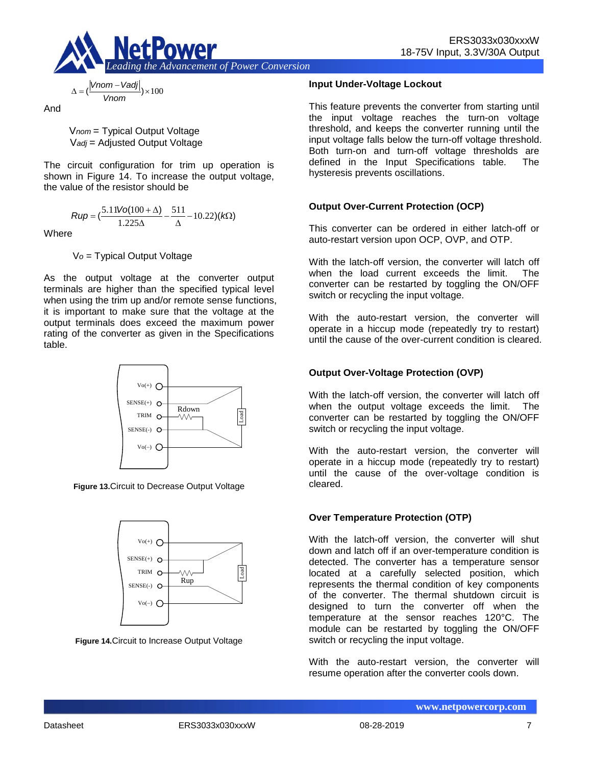$$\Delta = \left(\frac{|Vnom - Vadj|}{Vnom}\right) \times 100$$

And

$V_{nom}$ = Typical Output Voltage
$V_{adj}$ = Adjusted Output Voltage

The circuit configuration for trim up operation is shown in Figure 14. To increase the output voltage, the value of the resistor should be

$$Rup = \left(\frac{5.11Vo(100+\Delta)}{1.225\Delta} - \frac{511}{\Delta} - 10.22\right)(k\Omega)$$

Where

$V_o$ = Typical Output Voltage

As the output voltage at the converter output terminals are higher than the specified typical level when using the trim up and/or remote sense functions, it is important to make sure that the voltage at the output terminals does exceed the maximum power rating of the converter as given in the Specifications table.

**Figure 13.** Circuit to Decrease Output Voltage

**Figure 14.** Circuit to Increase Output Voltage

## Input Under-Voltage Lockout

This feature prevents the converter from starting until the input voltage reaches the turn-on voltage threshold, and keeps the converter running until the input voltage falls below the turn-off voltage threshold. Both turn-on and turn-off voltage thresholds are defined in the Input Specifications table. The hysteresis prevents oscillations.

## Output Over-Current Protection (OCP)

This converter can be ordered in either latch-off or auto-restart version upon OCP, OVP, and OTP.

With the latch-off version, the converter will latch off when the load current exceeds the limit. The converter can be restarted by toggling the ON/OFF switch or recycling the input voltage.

With the auto-restart version, the converter will operate in a hiccup mode (repeatedly try to restart) until the cause of the over-current condition is cleared.

## Output Over-Voltage Protection (OVP)

With the latch-off version, the converter will latch off when the output voltage exceeds the limit. The converter can be restarted by toggling the ON/OFF switch or recycling the input voltage.

With the auto-restart version, the converter will operate in a hiccup mode (repeatedly try to restart) until the cause of the over-voltage condition is cleared.

## Over Temperature Protection (OTP)

With the latch-off version, the converter will shut down and latch off if an over-temperature condition is detected. The converter has a temperature sensor located at a carefully selected position, which represents the thermal condition of key components of the converter. The thermal shutdown circuit is designed to turn the converter off when the temperature at the sensor reaches 120°C. The module can be restarted by toggling the ON/OFF switch or recycling the input voltage.

With the auto-restart version, the converter will resume operation after the converter cools down.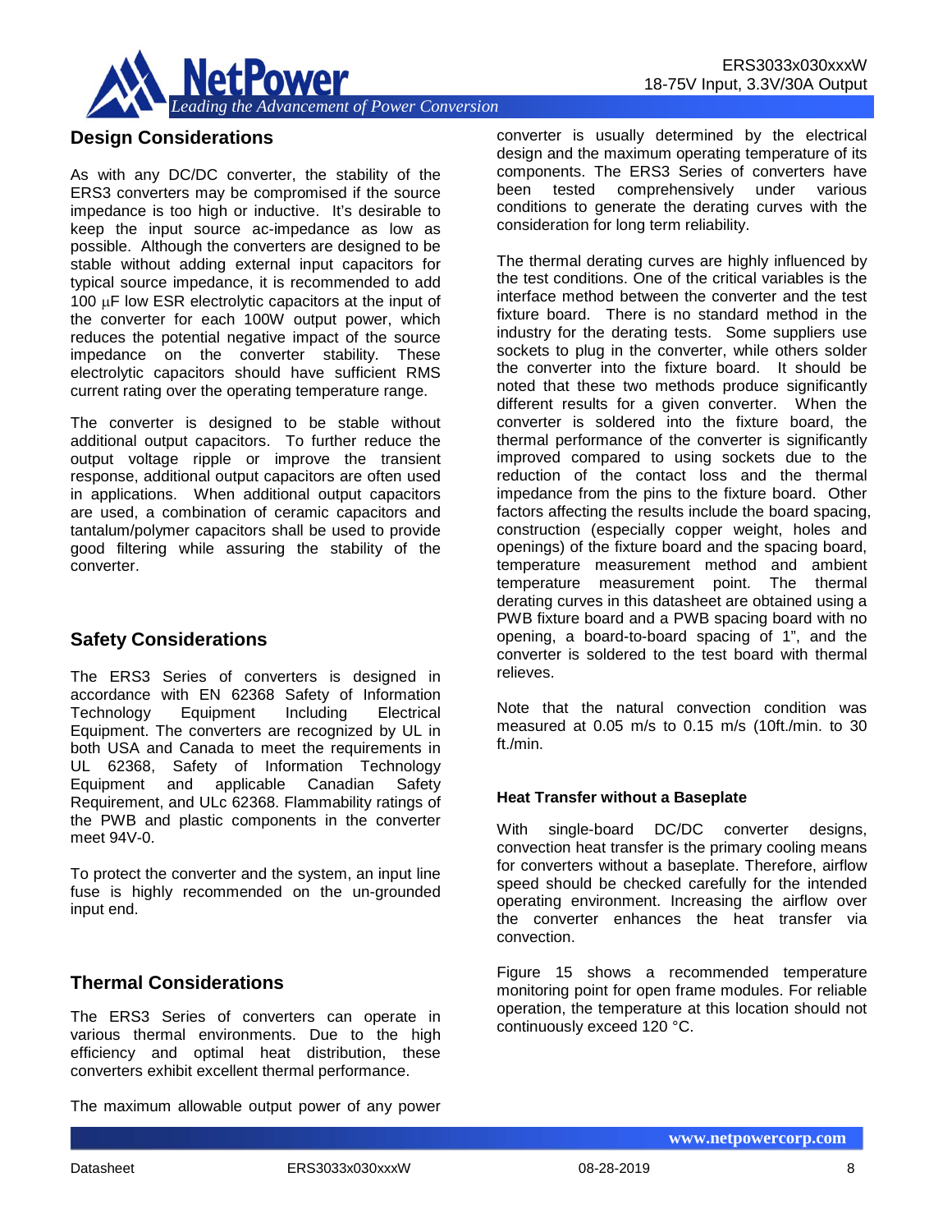## Design Considerations

As with any DC/DC converter, the stability of the ERS3 converters may be compromised if the source impedance is too high or inductive. It's desirable to keep the input source ac-impedance as low as possible. Although the converters are designed to be stable without adding external input capacitors for typical source impedance, it is recommended to add 100 μF low ESR electrolytic capacitors at the input of the converter for each 100W output power, which reduces the potential negative impact of the source impedance on the converter stability. These electrolytic capacitors should have sufficient RMS current rating over the operating temperature range.

The converter is designed to be stable without additional output capacitors. To further reduce the output voltage ripple or improve the transient response, additional output capacitors are often used in applications. When additional output capacitors are used, a combination of ceramic capacitors and tantalum/polymer capacitors shall be used to provide good filtering while assuring the stability of the converter.

## Safety Considerations

The ERS3 Series of converters is designed in accordance with EN 62368 Safety of Information Technology Equipment Including Electrical Equipment. The converters are recognized by UL in both USA and Canada to meet the requirements in UL 62368, Safety of Information Technology Equipment and applicable Canadian Safety Requirement, and ULc 62368. Flammability ratings of the PWB and plastic components in the converter meet 94V-0.

To protect the converter and the system, an input line fuse is highly recommended on the un-grounded input end.

## Thermal Considerations

The ERS3 Series of converters can operate in various thermal environments. Due to the high efficiency and optimal heat distribution, these converters exhibit excellent thermal performance.

The maximum allowable output power of any power converter is usually determined by the electrical design and the maximum operating temperature of its components. The ERS3 Series of converters have been tested comprehensively under various conditions to generate the derating curves with the consideration for long term reliability.

The thermal derating curves are highly influenced by the test conditions. One of the critical variables is the interface method between the converter and the test fixture board. There is no standard method in the industry for the derating tests. Some suppliers use sockets to plug in the converter, while others solder the converter into the fixture board. It should be noted that these two methods produce significantly different results for a given converter. When the converter is soldered into the fixture board, the thermal performance of the converter is significantly improved compared to using sockets due to the reduction of the contact loss and the thermal impedance from the pins to the fixture board. Other factors affecting the results include the board spacing, construction (especially copper weight, holes and openings) of the fixture board and the spacing board, temperature measurement method and ambient temperature measurement point. The thermal derating curves in this datasheet are obtained using a PWB fixture board and a PWB spacing board with no opening, a board-to-board spacing of 1", and the converter is soldered to the test board with thermal relieves.

Note that the natural convection condition was measured at 0.05 m/s to 0.15 m/s (10ft./min. to 30 ft./min.

### Heat Transfer without a Baseplate

With single-board DC/DC converter designs, convection heat transfer is the primary cooling means for converters without a baseplate. Therefore, airflow speed should be checked carefully for the intended operating environment. Increasing the airflow over the converter enhances the heat transfer via convection.

Figure 15 shows a recommended temperature monitoring point for open frame modules. For reliable operation, the temperature at this location should not continuously exceed 120 °C.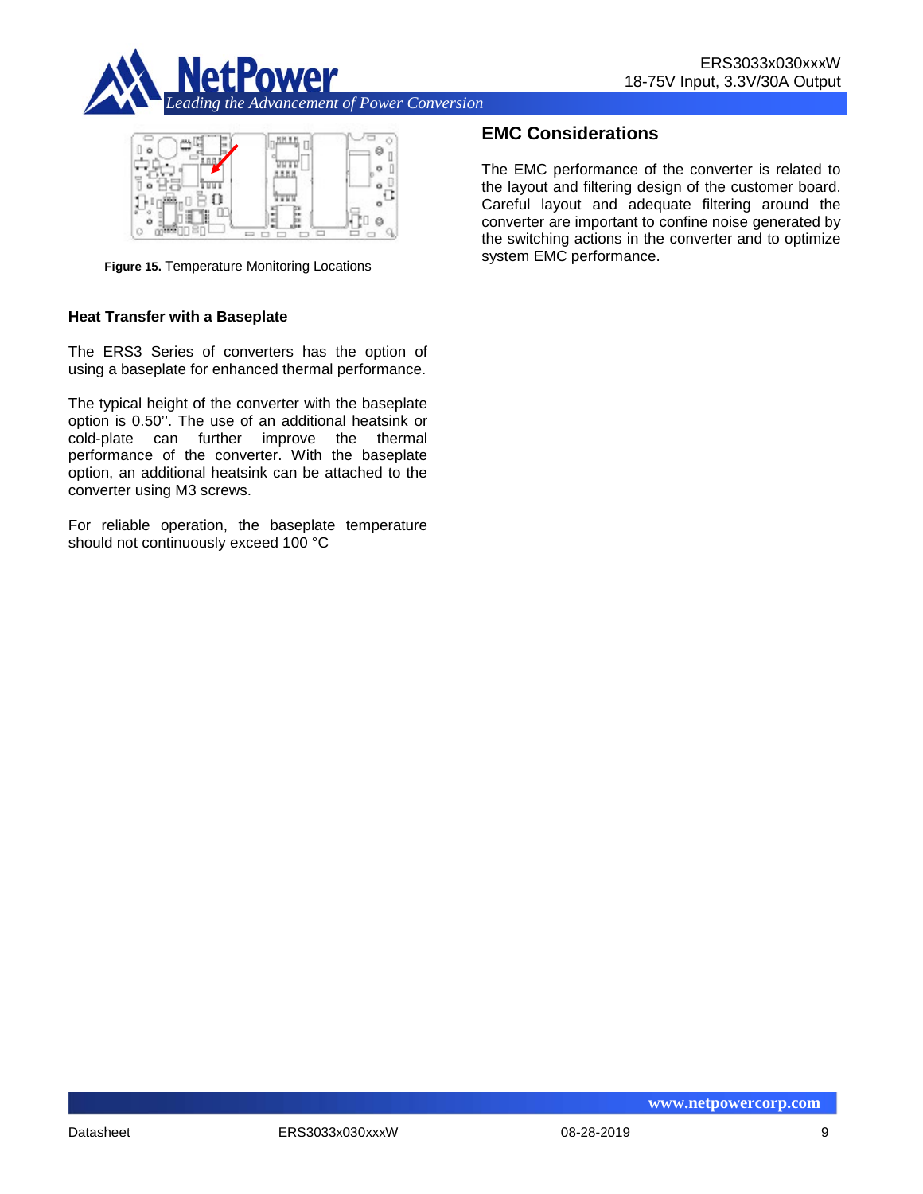Figure 15. Temperature Monitoring Locations

### Heat Transfer with a Baseplate

The ERS3 Series of converters has the option of using a baseplate for enhanced thermal performance.

The typical height of the converter with the baseplate option is 0.50''. The use of an additional heatsink or cold-plate can further improve the thermal performance of the converter. With the baseplate option, an additional heatsink can be attached to the converter using M3 screws.

For reliable operation, the baseplate temperature should not continuously exceed 100 °C

## EMC Considerations

The EMC performance of the converter is related to the layout and filtering design of the customer board. Careful layout and adequate filtering around the converter are important to confine noise generated by the switching actions in the converter and to optimize system EMC performance.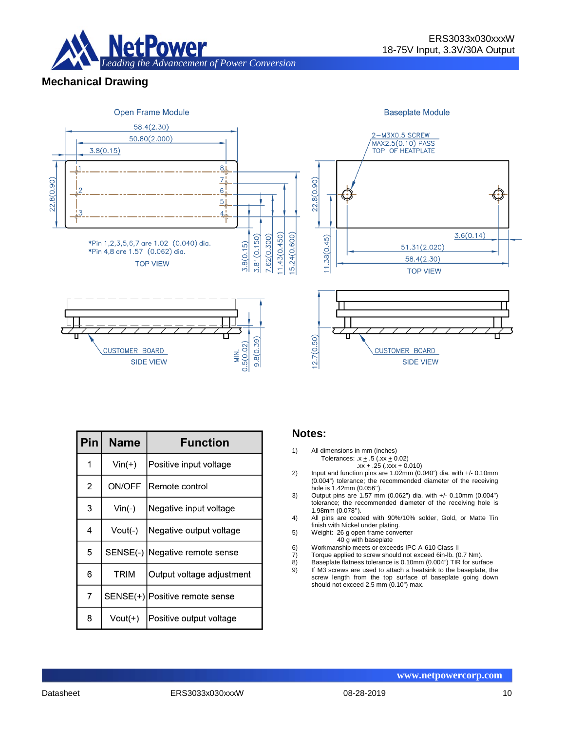## Mechanical Drawing

Open Frame Module

58.4(2.30)

50.80(2.000)

3.8(0.15)

22.8(0.90)

*Pin 1,2,3,5,6,7 are 1.02 (0.040) dia.
*Pin 4,8 are 1.57 (0.062) dia.

TOP VIEW

3.8(0.15)
3.81(0.150)
7.62(0.300)
11.43(0.450)
15.24(0.600)

CUSTOMER BOARD

SIDE VIEW

MIN.
0.5(0.02)
9.8(0.39)

Baseplate Module

2–M3X0.5 SCREW
MAX2.5(0.10) PASS
TOP OF HEATPLATE

22.8(0.90)

11.38(0.45)

3.6(0.14)

51.31(2.020)

58.4(2.30)

TOP VIEW

12.7(0.50)

CUSTOMER BOARD

SIDE VIEW

| Pin | Name | Function |
|---|---|---|
| 1 | Vin(+) | Positive input voltage |
| 2 | ON/OFF | Remote control |
| 3 | Vin(-) | Negative input voltage |
| 4 | Vout(-) | Negative output voltage |
| 5 | SENSE(-) | Negative remote sense |
| 6 | TRIM | Output voltage adjustment |
| 7 | SENSE(+) | Positive remote sense |
| 8 | Vout(+) | Positive output voltage |

## Notes:

1) All dimensions in mm (inches)
   Tolerances: .x ± .5 (.xx ± 0.02)
   .xx ± .25 (.xxx ± 0.010)
2) Input and function pins are 1.02mm (0.040") dia. with +/- 0.10mm (0.004") tolerance; the recommended diameter of the receiving hole is 1.42mm (0.056").
3) Output pins are 1.57 mm (0.062") dia. with +/- 0.10mm (0.004") tolerance; the recommended diameter of the receiving hole is 1.98mm (0.078").
4) All pins are coated with 90%/10% solder, Gold, or Matte Tin finish with Nickel under plating.
5) Weight: 26 g open frame converter
   40 g with baseplate
6) Workmanship meets or exceeds IPC-A-610 Class II
7) Torque applied to screw should not exceed 6in-lb. (0.7 Nm).
8) Baseplate flatness tolerance is 0.10mm (0.004") TIR for surface
9) If M3 screws are used to attach a heatsink to the baseplate, the screw length from the top surface of baseplate going down should not exceed 2.5 mm (0.10") max.